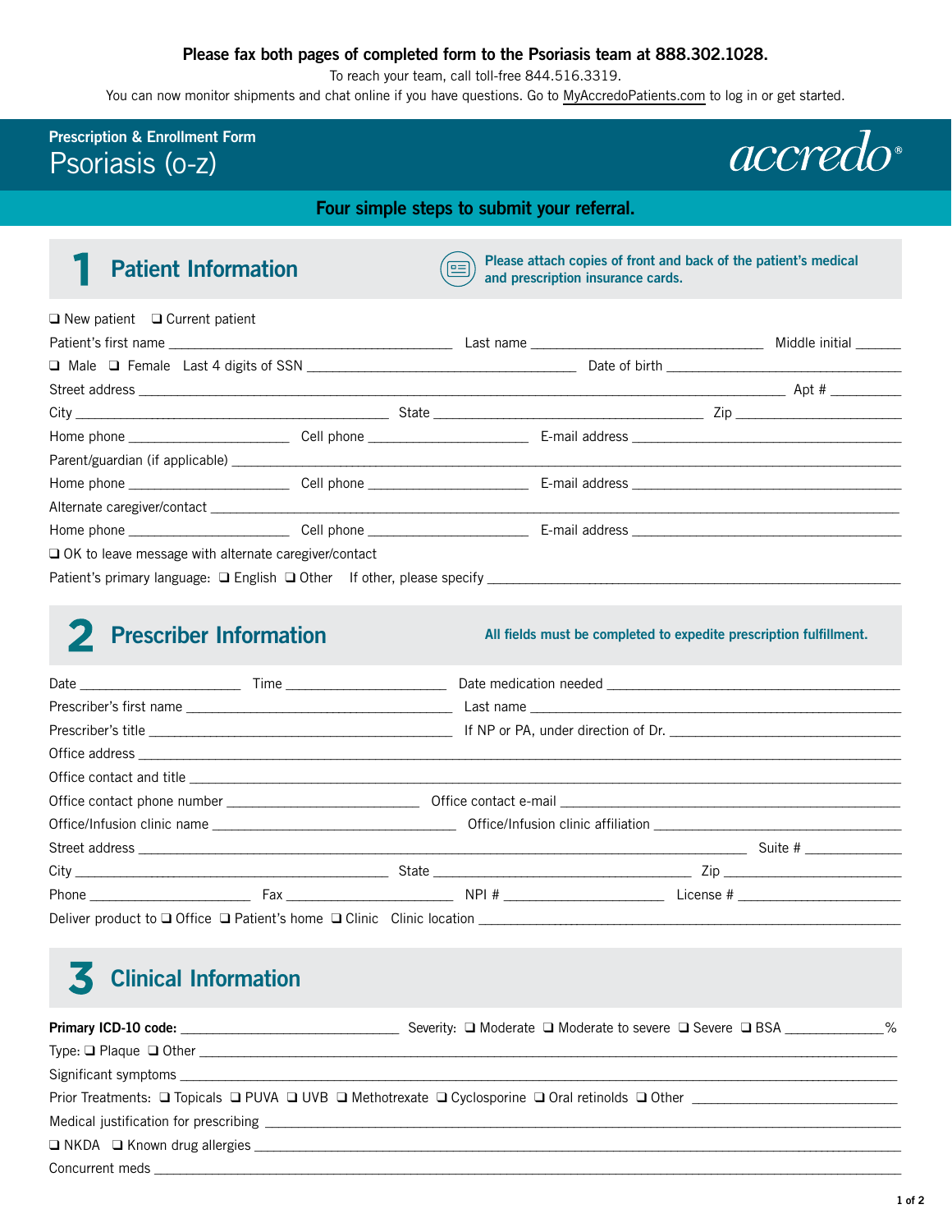**Please fax both pages of completed form to the Psoriasis team at 888.302.1028.**

To reach your team, call toll-free 844.516.3319.

You can now monitor shipments and chat online if you have questions. Go to MyAccredoPatients.com to log in or get started.

# Prescription & Enrollment Form
# Psoriasis (o-z)

accredo®

**Four simple steps to submit your referral.**

## 1 Patient Information

**Please attach copies of front and back of the patient's medical and prescription insurance cards.**

❑ New patient ❑ Current patient

Patient's first name ______________________ Last name ______________________ Middle initial ______

❑ Male ❑ Female Last 4 digits of SSN ______________________ Date of birth ______________________

Street address ______________________ Apt # __________

City ______________________ State ______________________ Zip ______________________

Home phone ______________ Cell phone ______________ E-mail address ______________________

Parent/guardian (if applicable) ______________________

Home phone ______________ Cell phone ______________ E-mail address ______________________

Alternate caregiver/contact ______________________

Home phone ______________ Cell phone ______________ E-mail address ______________________

❑ OK to leave message with alternate caregiver/contact

Patient's primary language: ❑ English ❑ Other If other, please specify ______________________

## 2 Prescriber Information

**All fields must be completed to expedite prescription fulfillment.**

Date ______________ Time ______________ Date medication needed ______________________

Prescriber's first name ______________________ Last name ______________________

Prescriber's title ______________________ If NP or PA, under direction of Dr. ______________________

Office address ______________________

Office contact and title ______________________

Office contact phone number ______________________ Office contact e-mail ______________________

Office/Infusion clinic name ______________________ Office/Infusion clinic affiliation ______________________

Street address ______________________ Suite # ______________

City ______________________ State ______________________ Zip ______________________

Phone ______________ Fax ______________ NPI # ______________ License # ______________

Deliver product to ❑ Office ❑ Patient's home ❑ Clinic Clinic location ______________________

## 3 Clinical Information

**Primary ICD-10 code:** ______________________ Severity: ❑ Moderate ❑ Moderate to severe ❑ Severe ❑ BSA ______________%

Type: ❑ Plaque ❑ Other ______________________

Significant symptoms ______________________

Prior Treatments: ❑ Topicals ❑ PUVA ❑ UVB ❑ Methotrexate ❑ Cyclosporine ❑ Oral retinolds ❑ Other ______________________

Medical justification for prescribing ______________________

❑ NKDA ❑ Known drug allergies ______________________

Concurrent meds ______________________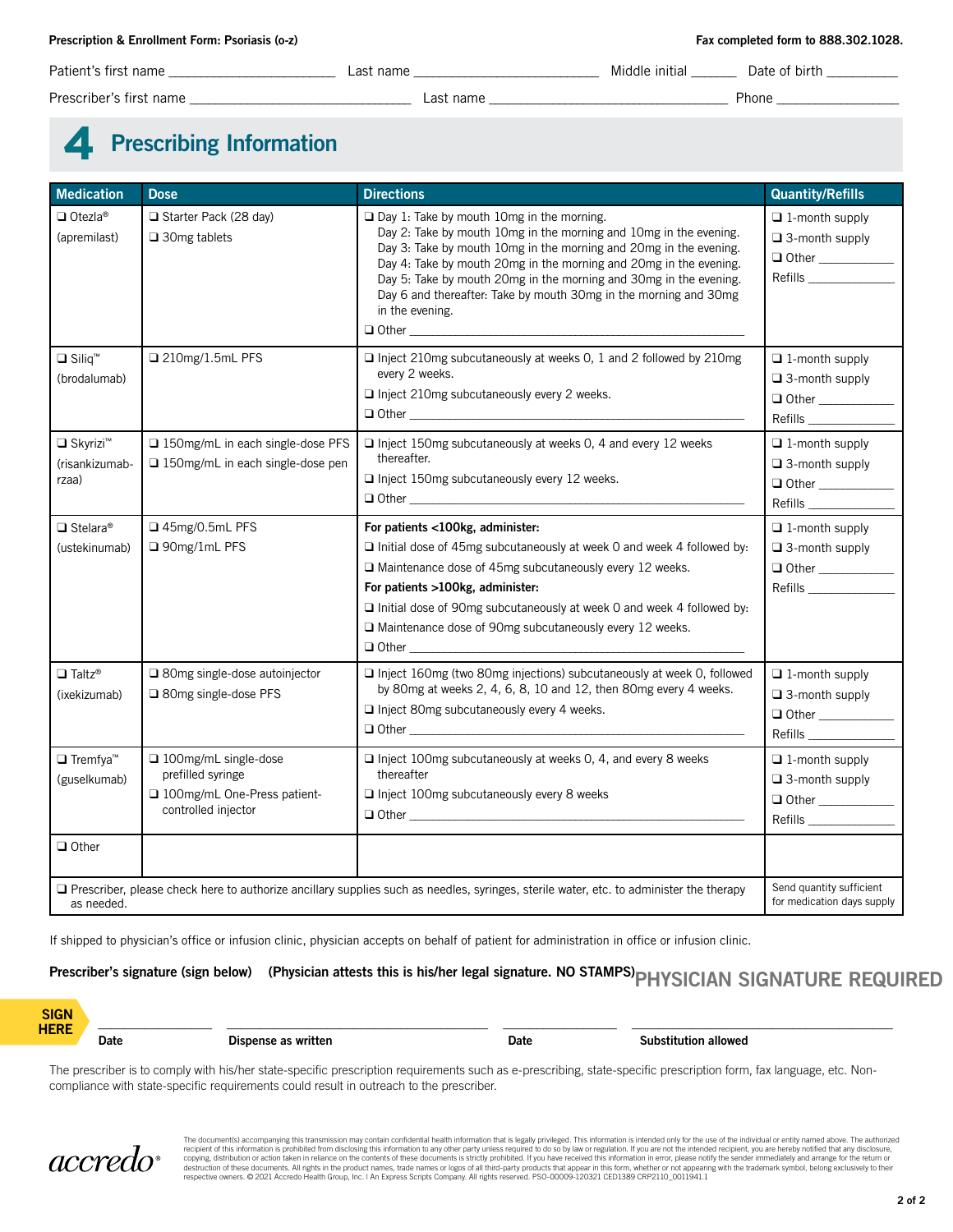**Prescription & Enrollment Form: Psoriasis (o-z)** **Fax completed form to 888.302.1028.**

Patient's first name ______________________ Last name ________________________ Middle initial ______ Date of birth _________

Prescriber's first name _____________________________ Last name ________________________________ Phone ________________

# 4 Prescribing Information

| Medication | Dose | Directions | Quantity/Refills |
|---|---|---|---|
| ❑ Otezla® (apremilast) | ❑ Starter Pack (28 day)<br>❑ 30mg tablets | ❑ Day 1: Take by mouth 10mg in the morning.<br>Day 2: Take by mouth 10mg in the morning and 10mg in the evening.<br>Day 3: Take by mouth 10mg in the morning and 20mg in the evening.<br>Day 4: Take by mouth 20mg in the morning and 20mg in the evening.<br>Day 5: Take by mouth 20mg in the morning and 30mg in the evening.<br>Day 6 and thereafter: Take by mouth 30mg in the morning and 30mg in the evening.<br>❑ Other ______________________________________________ | ❑ 1-month supply<br>❑ 3-month supply<br>❑ Other ___________<br>Refills ____________ |
| ❑ Siliq™ (brodalumab) | ❑ 210mg/1.5mL PFS | ❑ Inject 210mg subcutaneously at weeks 0, 1 and 2 followed by 210mg every 2 weeks.<br>❑ Inject 210mg subcutaneously every 2 weeks.<br>❑ Other ______________________________________________ | ❑ 1-month supply<br>❑ 3-month supply<br>❑ Other ___________<br>Refills ____________ |
| ❑ Skyrizi™ (risankizumab-rzaa) | ❑ 150mg/mL in each single-dose PFS<br>❑ 150mg/mL in each single-dose pen | ❑ Inject 150mg subcutaneously at weeks 0, 4 and every 12 weeks thereafter.<br>❑ Inject 150mg subcutaneously every 12 weeks.<br>❑ Other ______________________________________________ | ❑ 1-month supply<br>❑ 3-month supply<br>❑ Other ___________<br>Refills ____________ |
| ❑ Stelara® (ustekinumab) | ❑ 45mg/0.5mL PFS<br>❑ 90mg/1mL PFS | **For patients <100kg, administer:**<br>❑ Initial dose of 45mg subcutaneously at week 0 and week 4 followed by:<br>❑ Maintenance dose of 45mg subcutaneously every 12 weeks.<br>**For patients >100kg, administer:**<br>❑ Initial dose of 90mg subcutaneously at week 0 and week 4 followed by:<br>❑ Maintenance dose of 90mg subcutaneously every 12 weeks.<br>❑ Other ______________________________________________ | ❑ 1-month supply<br>❑ 3-month supply<br>❑ Other ___________<br>Refills ____________ |
| ❑ Taltz® (ixekizumab) | ❑ 80mg single-dose autoinjector<br>❑ 80mg single-dose PFS | ❑ Inject 160mg (two 80mg injections) subcutaneously at week 0, followed by 80mg at weeks 2, 4, 6, 8, 10 and 12, then 80mg every 4 weeks.<br>❑ Inject 80mg subcutaneously every 4 weeks.<br>❑ Other ______________________________________________ | ❑ 1-month supply<br>❑ 3-month supply<br>❑ Other ___________<br>Refills ____________ |
| ❑ Tremfya™ (guselkumab) | ❑ 100mg/mL single-dose prefilled syringe<br>❑ 100mg/mL One-Press patient-controlled injector | ❑ Inject 100mg subcutaneously at weeks 0, 4, and every 8 weeks thereafter<br>❑ Inject 100mg subcutaneously every 8 weeks<br>❑ Other ______________________________________________ | ❑ 1-month supply<br>❑ 3-month supply<br>❑ Other ___________<br>Refills ____________ |
| ❑ Other | | | |
| ❑ Prescriber, please check here to authorize ancillary supplies such as needles, syringes, sterile water, etc. to administer the therapy as needed. | | | Send quantity sufficient for medication days supply |

If shipped to physician's office or infusion clinic, physician accepts on behalf of patient for administration in office or infusion clinic.

**Prescriber's signature (sign below)** **(Physician attests this is his/her legal signature. NO STAMPS)** PHYSICIAN SIGNATURE REQUIRED

**SIGN HERE**

_______________ **Date** ______________________________ **Dispense as written** _______________ **Date** ______________________________ **Substitution allowed**

The prescriber is to comply with his/her state-specific prescription requirements such as e-prescribing, state-specific prescription form, fax language, etc. Non-compliance with state-specific requirements could result in outreach to the prescriber.

accredo®

The document(s) accompanying this transmission may contain confidential health information that is legally privileged. This information is intended only for the use of the individual or entity named above. The authorized recipient of this information is prohibited from disclosing this information to any other party unless required to do so by law or regulation. If you are not the intended recipient, you are hereby notified that any disclosure, copying, distribution or action taken in reliance on the contents of these documents is strictly prohibited. If you have received this information in error, please notify the sender immediately and arrange for the return or destruction of these documents. All rights in the product names, trade names or logos of all third-party products that appear in this form, whether or not appearing with the trademark symbol, belong exclusively to their respective owners. © 2021 Accredo Health Group, Inc. | An Express Scripts Company. All rights reserved. PSO-00009-120321 CED1389 CRP2110_0011941.1